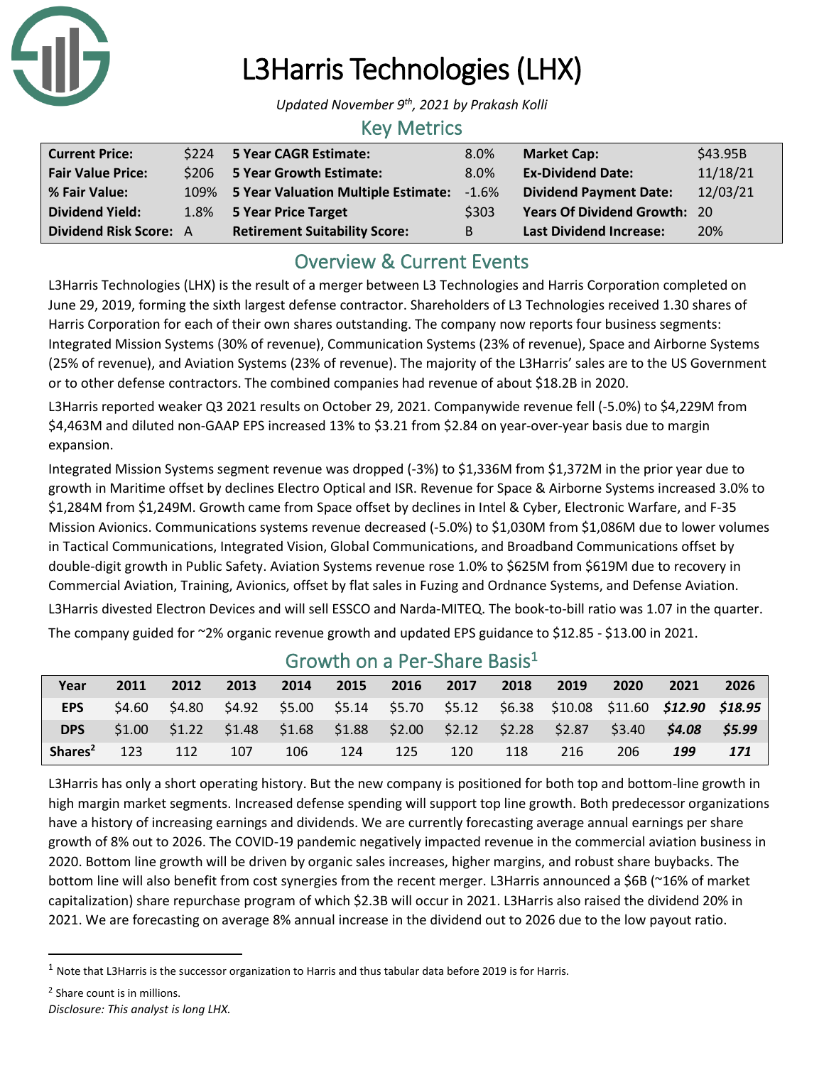# L3Harris Technologies (LHX)

*Updated November 9th, 2021 by Prakash Kolli*

## Key Metrics

| | | | | | |
|---|---|---|---|---|---|
| **Current Price:** | $224 | **5 Year CAGR Estimate:** | 8.0% | **Market Cap:** | $43.95B |
| **Fair Value Price:** | $206 | **5 Year Growth Estimate:** | 8.0% | **Ex-Dividend Date:** | 11/18/21 |
| **% Fair Value:** | 109% | **5 Year Valuation Multiple Estimate:** | -1.6% | **Dividend Payment Date:** | 12/03/21 |
| **Dividend Yield:** | 1.8% | **5 Year Price Target** | $303 | **Years Of Dividend Growth:** | 20 |
| **Dividend Risk Score:** | A | **Retirement Suitability Score:** | B | **Last Dividend Increase:** | 20% |

## Overview & Current Events

L3Harris Technologies (LHX) is the result of a merger between L3 Technologies and Harris Corporation completed on June 29, 2019, forming the sixth largest defense contractor. Shareholders of L3 Technologies received 1.30 shares of Harris Corporation for each of their own shares outstanding. The company now reports four business segments: Integrated Mission Systems (30% of revenue), Communication Systems (23% of revenue), Space and Airborne Systems (25% of revenue), and Aviation Systems (23% of revenue). The majority of the L3Harris' sales are to the US Government or to other defense contractors. The combined companies had revenue of about $18.2B in 2020.

L3Harris reported weaker Q3 2021 results on October 29, 2021. Companywide revenue fell (-5.0%) to $4,229M from $4,463M and diluted non-GAAP EPS increased 13% to $3.21 from $2.84 on year-over-year basis due to margin expansion.

Integrated Mission Systems segment revenue was dropped (-3%) to $1,336M from $1,372M in the prior year due to growth in Maritime offset by declines Electro Optical and ISR. Revenue for Space & Airborne Systems increased 3.0% to $1,284M from $1,249M. Growth came from Space offset by declines in Intel & Cyber, Electronic Warfare, and F-35 Mission Avionics. Communications systems revenue decreased (-5.0%) to $1,030M from $1,086M due to lower volumes in Tactical Communications, Integrated Vision, Global Communications, and Broadband Communications offset by double-digit growth in Public Safety. Aviation Systems revenue rose 1.0% to $625M from $619M due to recovery in Commercial Aviation, Training, Avionics, offset by flat sales in Fuzing and Ordnance Systems, and Defense Aviation.

L3Harris divested Electron Devices and will sell ESSCO and Narda-MITEQ. The book-to-bill ratio was 1.07 in the quarter.

The company guided for ~2% organic revenue growth and updated EPS guidance to $12.85 - $13.00 in 2021.

## Growth on a Per-Share Basis[1]

| Year | 2011 | 2012 | 2013 | 2014 | 2015 | 2016 | 2017 | 2018 | 2019 | 2020 | 2021 | 2026 |
|---|---|---|---|---|---|---|---|---|---|---|---|---|
| **EPS** | $4.60 | $4.80 | $4.92 | $5.00 | $5.14 | $5.70 | $5.12 | $6.38 | $10.08 | $11.60 | ***$12.90*** | ***$18.95*** |
| **DPS** | $1.00 | $1.22 | $1.48 | $1.68 | $1.88 | $2.00 | $2.12 | $2.28 | $2.87 | $3.40 | ***$4.08*** | ***$5.99*** |
| **Shares[2]** | 123 | 112 | 107 | 106 | 124 | 125 | 120 | 118 | 216 | 206 | ***199*** | ***171*** |

L3Harris has only a short operating history. But the new company is positioned for both top and bottom-line growth in high margin market segments. Increased defense spending will support top line growth. Both predecessor organizations have a history of increasing earnings and dividends. We are currently forecasting average annual earnings per share growth of 8% out to 2026. The COVID-19 pandemic negatively impacted revenue in the commercial aviation business in 2020. Bottom line growth will be driven by organic sales increases, higher margins, and robust share buybacks. The bottom line will also benefit from cost synergies from the recent merger. L3Harris announced a $6B (~16% of market capitalization) share repurchase program of which $2.3B will occur in 2021. L3Harris also raised the dividend 20% in 2021. We are forecasting on average 8% annual increase in the dividend out to 2026 due to the low payout ratio.

---

[1] Note that L3Harris is the successor organization to Harris and thus tabular data before 2019 is for Harris.

[2] Share count is in millions.

*Disclosure: This analyst is long LHX.*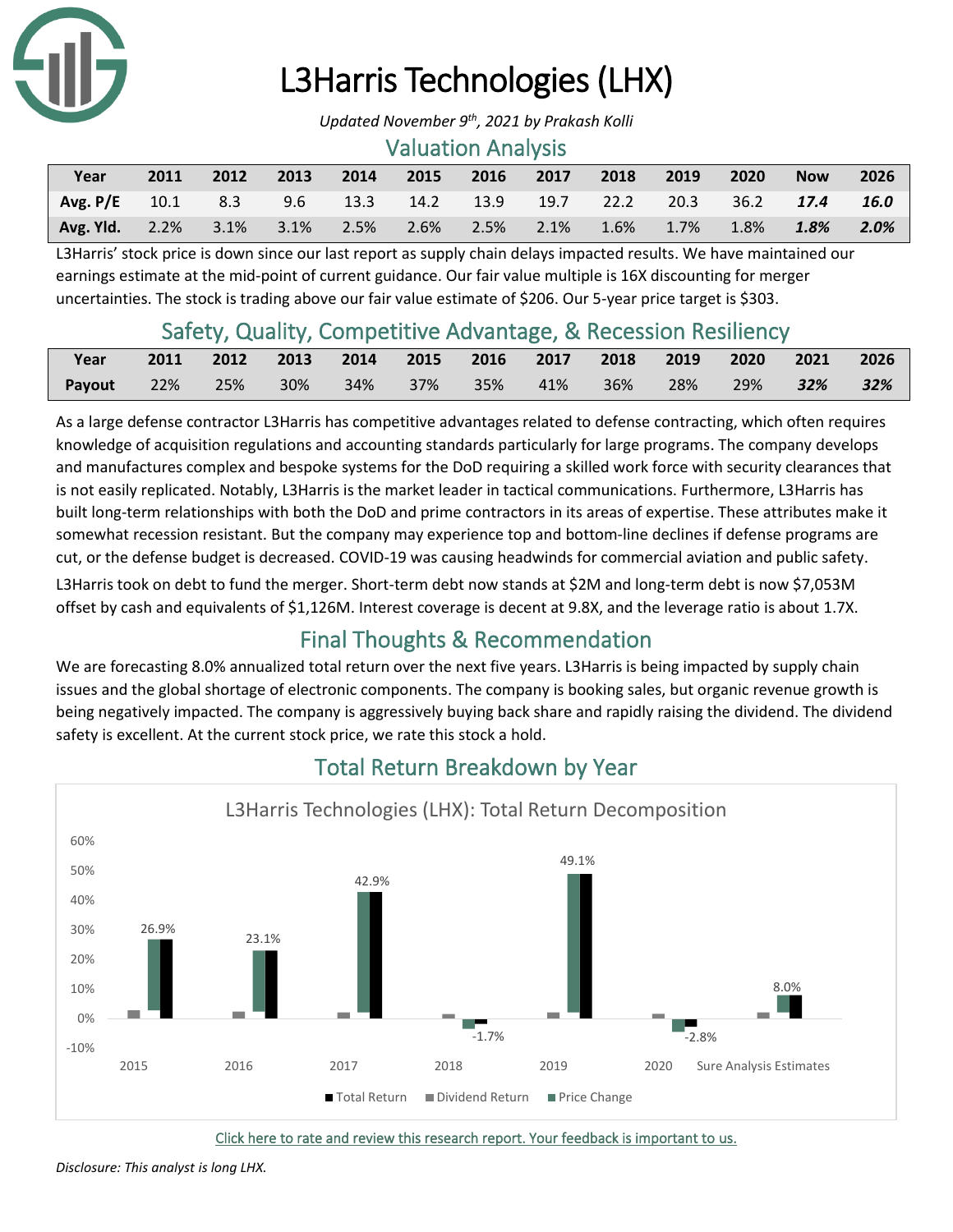# L3Harris Technologies (LHX)

*Updated November 9th, 2021 by Prakash Kolli*

## Valuation Analysis

| Year | 2011 | 2012 | 2013 | 2014 | 2015 | 2016 | 2017 | 2018 | 2019 | 2020 | Now | 2026 |
|---|---|---|---|---|---|---|---|---|---|---|---|---|
| Avg. P/E | 10.1 | 8.3 | 9.6 | 13.3 | 14.2 | 13.9 | 19.7 | 22.2 | 20.3 | 36.2 | ***17.4*** | ***16.0*** |
| Avg. Yld. | 2.2% | 3.1% | 3.1% | 2.5% | 2.6% | 2.5% | 2.1% | 1.6% | 1.7% | 1.8% | ***1.8%*** | ***2.0%*** |

L3Harris' stock price is down since our last report as supply chain delays impacted results. We have maintained our earnings estimate at the mid-point of current guidance. Our fair value multiple is 16X discounting for merger uncertainties. The stock is trading above our fair value estimate of $206. Our 5-year price target is $303.

## Safety, Quality, Competitive Advantage, & Recession Resiliency

| Year | 2011 | 2012 | 2013 | 2014 | 2015 | 2016 | 2017 | 2018 | 2019 | 2020 | 2021 | 2026 |
|---|---|---|---|---|---|---|---|---|---|---|---|---|
| Payout | 22% | 25% | 30% | 34% | 37% | 35% | 41% | 36% | 28% | 29% | ***32%*** | ***32%*** |

As a large defense contractor L3Harris has competitive advantages related to defense contracting, which often requires knowledge of acquisition regulations and accounting standards particularly for large programs. The company develops and manufactures complex and bespoke systems for the DoD requiring a skilled work force with security clearances that is not easily replicated. Notably, L3Harris is the market leader in tactical communications. Furthermore, L3Harris has built long-term relationships with both the DoD and prime contractors in its areas of expertise. These attributes make it somewhat recession resistant. But the company may experience top and bottom-line declines if defense programs are cut, or the defense budget is decreased. COVID-19 was causing headwinds for commercial aviation and public safety.

L3Harris took on debt to fund the merger. Short-term debt now stands at $2M and long-term debt is now $7,053M offset by cash and equivalents of $1,126M. Interest coverage is decent at 9.8X, and the leverage ratio is about 1.7X.

## Final Thoughts & Recommendation

We are forecasting 8.0% annualized total return over the next five years. L3Harris is being impacted by supply chain issues and the global shortage of electronic components. The company is booking sales, but organic revenue growth is being negatively impacted. The company is aggressively buying back share and rapidly raising the dividend. The dividend safety is excellent. At the current stock price, we rate this stock a hold.

## Total Return Breakdown by Year

**L3Harris Technologies (LHX): Total Return Decomposition**

| | 2015 | 2016 | 2017 | 2018 | 2019 | 2020 | Sure Analysis Estimates |
|---|---|---|---|---|---|---|---|
| Total Return | 26.9% | 23.1% | 42.9% | -1.7% | 49.1% | -2.8% | 8.0% |

Legend: Total Return, Dividend Return, Price Change

Click here to rate and review this research report. Your feedback is important to us.

*Disclosure: This analyst is long LHX.*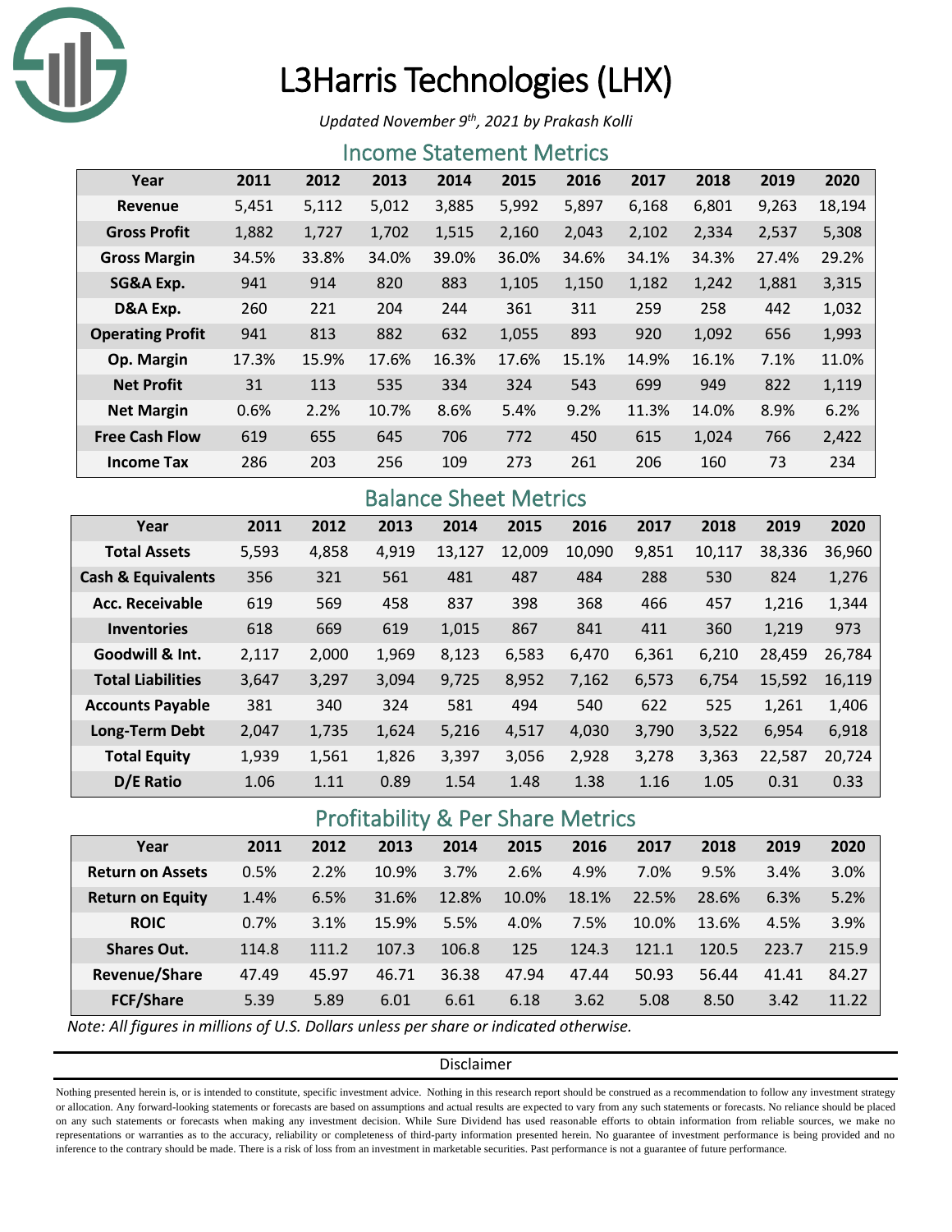# L3Harris Technologies (LHX)

*Updated November 9th, 2021 by Prakash Kolli*

## Income Statement Metrics

| Year | 2011 | 2012 | 2013 | 2014 | 2015 | 2016 | 2017 | 2018 | 2019 | 2020 |
|---|---|---|---|---|---|---|---|---|---|---|
| Revenue | 5,451 | 5,112 | 5,012 | 3,885 | 5,992 | 5,897 | 6,168 | 6,801 | 9,263 | 18,194 |
| Gross Profit | 1,882 | 1,727 | 1,702 | 1,515 | 2,160 | 2,043 | 2,102 | 2,334 | 2,537 | 5,308 |
| Gross Margin | 34.5% | 33.8% | 34.0% | 39.0% | 36.0% | 34.6% | 34.1% | 34.3% | 27.4% | 29.2% |
| SG&A Exp. | 941 | 914 | 820 | 883 | 1,105 | 1,150 | 1,182 | 1,242 | 1,881 | 3,315 |
| D&A Exp. | 260 | 221 | 204 | 244 | 361 | 311 | 259 | 258 | 442 | 1,032 |
| Operating Profit | 941 | 813 | 882 | 632 | 1,055 | 893 | 920 | 1,092 | 656 | 1,993 |
| Op. Margin | 17.3% | 15.9% | 17.6% | 16.3% | 17.6% | 15.1% | 14.9% | 16.1% | 7.1% | 11.0% |
| Net Profit | 31 | 113 | 535 | 334 | 324 | 543 | 699 | 949 | 822 | 1,119 |
| Net Margin | 0.6% | 2.2% | 10.7% | 8.6% | 5.4% | 9.2% | 11.3% | 14.0% | 8.9% | 6.2% |
| Free Cash Flow | 619 | 655 | 645 | 706 | 772 | 450 | 615 | 1,024 | 766 | 2,422 |
| Income Tax | 286 | 203 | 256 | 109 | 273 | 261 | 206 | 160 | 73 | 234 |

## Balance Sheet Metrics

| Year | 2011 | 2012 | 2013 | 2014 | 2015 | 2016 | 2017 | 2018 | 2019 | 2020 |
|---|---|---|---|---|---|---|---|---|---|---|
| Total Assets | 5,593 | 4,858 | 4,919 | 13,127 | 12,009 | 10,090 | 9,851 | 10,117 | 38,336 | 36,960 |
| Cash & Equivalents | 356 | 321 | 561 | 481 | 487 | 484 | 288 | 530 | 824 | 1,276 |
| Acc. Receivable | 619 | 569 | 458 | 837 | 398 | 368 | 466 | 457 | 1,216 | 1,344 |
| Inventories | 618 | 669 | 619 | 1,015 | 867 | 841 | 411 | 360 | 1,219 | 973 |
| Goodwill & Int. | 2,117 | 2,000 | 1,969 | 8,123 | 6,583 | 6,470 | 6,361 | 6,210 | 28,459 | 26,784 |
| Total Liabilities | 3,647 | 3,297 | 3,094 | 9,725 | 8,952 | 7,162 | 6,573 | 6,754 | 15,592 | 16,119 |
| Accounts Payable | 381 | 340 | 324 | 581 | 494 | 540 | 622 | 525 | 1,261 | 1,406 |
| Long-Term Debt | 2,047 | 1,735 | 1,624 | 5,216 | 4,517 | 4,030 | 3,790 | 3,522 | 6,954 | 6,918 |
| Total Equity | 1,939 | 1,561 | 1,826 | 3,397 | 3,056 | 2,928 | 3,278 | 3,363 | 22,587 | 20,724 |
| D/E Ratio | 1.06 | 1.11 | 0.89 | 1.54 | 1.48 | 1.38 | 1.16 | 1.05 | 0.31 | 0.33 |

## Profitability & Per Share Metrics

| Year | 2011 | 2012 | 2013 | 2014 | 2015 | 2016 | 2017 | 2018 | 2019 | 2020 |
|---|---|---|---|---|---|---|---|---|---|---|
| Return on Assets | 0.5% | 2.2% | 10.9% | 3.7% | 2.6% | 4.9% | 7.0% | 9.5% | 3.4% | 3.0% |
| Return on Equity | 1.4% | 6.5% | 31.6% | 12.8% | 10.0% | 18.1% | 22.5% | 28.6% | 6.3% | 5.2% |
| ROIC | 0.7% | 3.1% | 15.9% | 5.5% | 4.0% | 7.5% | 10.0% | 13.6% | 4.5% | 3.9% |
| Shares Out. | 114.8 | 111.2 | 107.3 | 106.8 | 125 | 124.3 | 121.1 | 120.5 | 223.7 | 215.9 |
| Revenue/Share | 47.49 | 45.97 | 46.71 | 36.38 | 47.94 | 47.44 | 50.93 | 56.44 | 41.41 | 84.27 |
| FCF/Share | 5.39 | 5.89 | 6.01 | 6.61 | 6.18 | 3.62 | 5.08 | 8.50 | 3.42 | 11.22 |

*Note: All figures in millions of U.S. Dollars unless per share or indicated otherwise.*

---

Disclaimer

---

Nothing presented herein is, or is intended to constitute, specific investment advice. Nothing in this research report should be construed as a recommendation to follow any investment strategy or allocation. Any forward-looking statements or forecasts are based on assumptions and actual results are expected to vary from any such statements or forecasts. No reliance should be placed on any such statements or forecasts when making any investment decision. While Sure Dividend has used reasonable efforts to obtain information from reliable sources, we make no representations or warranties as to the accuracy, reliability or completeness of third-party information presented herein. No guarantee of investment performance is being provided and no inference to the contrary should be made. There is a risk of loss from an investment in marketable securities. Past performance is not a guarantee of future performance.